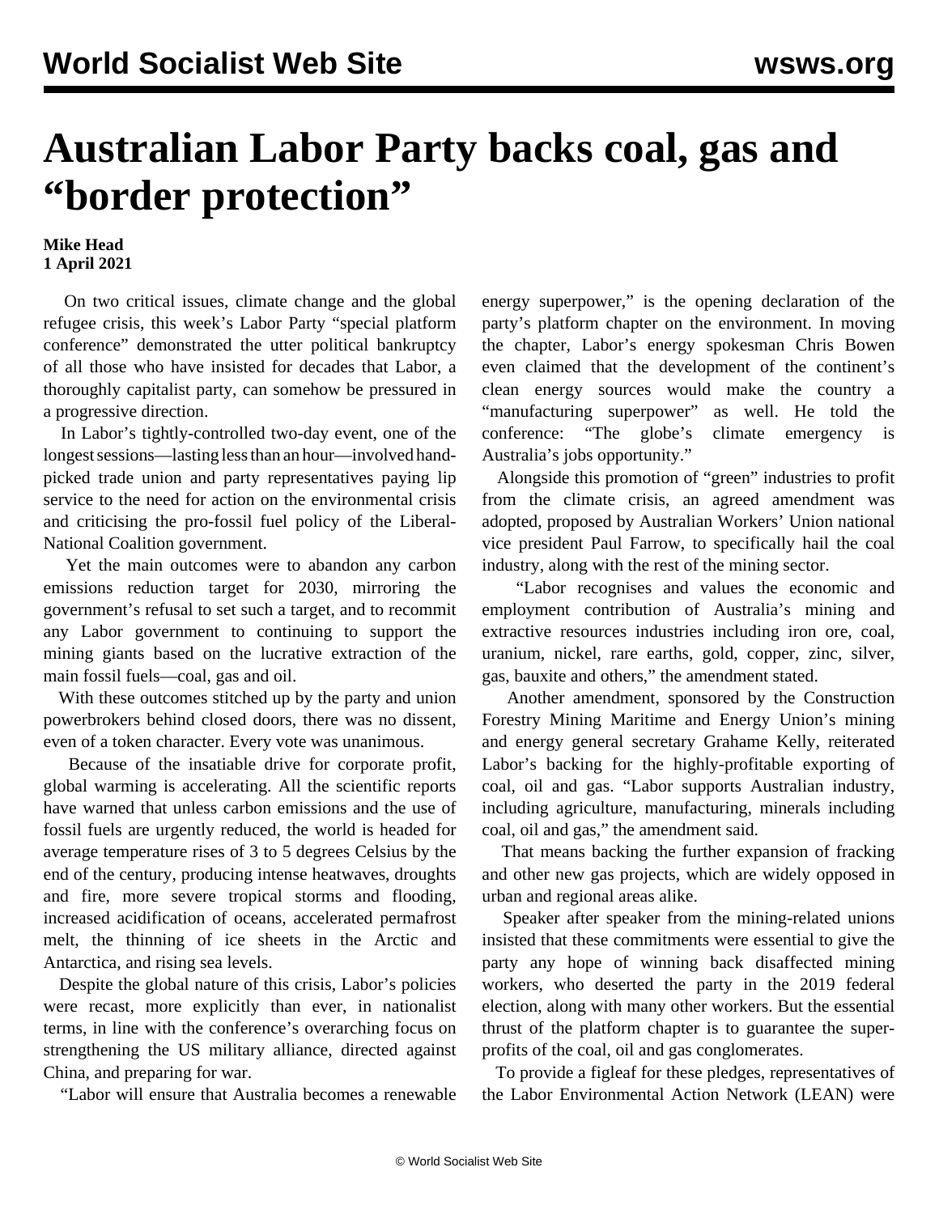# Australian Labor Party backs coal, gas and "border protection"

**Mike Head**
**1 April 2021**

On two critical issues, climate change and the global refugee crisis, this week's Labor Party "special platform conference" demonstrated the utter political bankruptcy of all those who have insisted for decades that Labor, a thoroughly capitalist party, can somehow be pressured in a progressive direction.

In Labor's tightly-controlled two-day event, one of the longest sessions—lasting less than an hour—involved hand-picked trade union and party representatives paying lip service to the need for action on the environmental crisis and criticising the pro-fossil fuel policy of the Liberal-National Coalition government.

Yet the main outcomes were to abandon any carbon emissions reduction target for 2030, mirroring the government's refusal to set such a target, and to recommit any Labor government to continuing to support the mining giants based on the lucrative extraction of the main fossil fuels—coal, gas and oil.

With these outcomes stitched up by the party and union powerbrokers behind closed doors, there was no dissent, even of a token character. Every vote was unanimous.

Because of the insatiable drive for corporate profit, global warming is accelerating. All the scientific reports have warned that unless carbon emissions and the use of fossil fuels are urgently reduced, the world is headed for average temperature rises of 3 to 5 degrees Celsius by the end of the century, producing intense heatwaves, droughts and fire, more severe tropical storms and flooding, increased acidification of oceans, accelerated permafrost melt, the thinning of ice sheets in the Arctic and Antarctica, and rising sea levels.

Despite the global nature of this crisis, Labor's policies were recast, more explicitly than ever, in nationalist terms, in line with the conference's overarching focus on strengthening the US military alliance, directed against China, and preparing for war.

"Labor will ensure that Australia becomes a renewable energy superpower," is the opening declaration of the party's platform chapter on the environment. In moving the chapter, Labor's energy spokesman Chris Bowen even claimed that the development of the continent's clean energy sources would make the country a "manufacturing superpower" as well. He told the conference: "The globe's climate emergency is Australia's jobs opportunity."

Alongside this promotion of "green" industries to profit from the climate crisis, an agreed amendment was adopted, proposed by Australian Workers' Union national vice president Paul Farrow, to specifically hail the coal industry, along with the rest of the mining sector.

"Labor recognises and values the economic and employment contribution of Australia's mining and extractive resources industries including iron ore, coal, uranium, nickel, rare earths, gold, copper, zinc, silver, gas, bauxite and others," the amendment stated.

Another amendment, sponsored by the Construction Forestry Mining Maritime and Energy Union's mining and energy general secretary Grahame Kelly, reiterated Labor's backing for the highly-profitable exporting of coal, oil and gas. "Labor supports Australian industry, including agriculture, manufacturing, minerals including coal, oil and gas," the amendment said.

That means backing the further expansion of fracking and other new gas projects, which are widely opposed in urban and regional areas alike.

Speaker after speaker from the mining-related unions insisted that these commitments were essential to give the party any hope of winning back disaffected mining workers, who deserted the party in the 2019 federal election, along with many other workers. But the essential thrust of the platform chapter is to guarantee the super-profits of the coal, oil and gas conglomerates.

To provide a figleaf for these pledges, representatives of the Labor Environmental Action Network (LEAN) were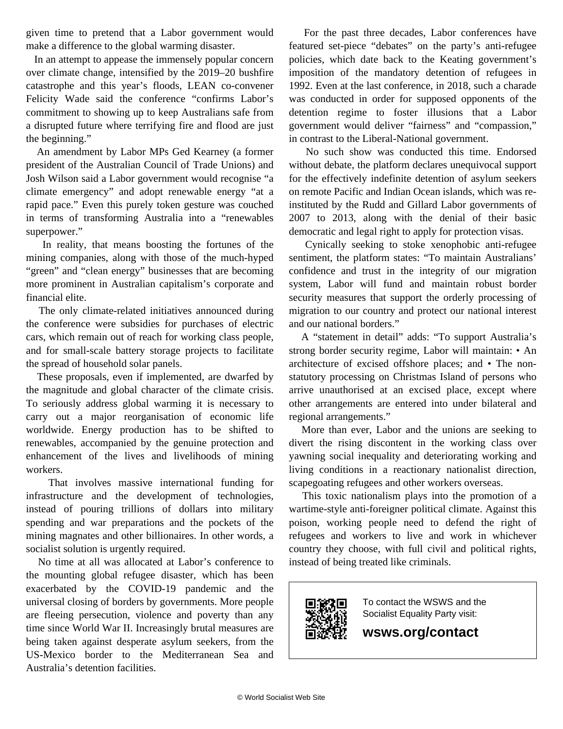given time to pretend that a Labor government would make a difference to the global warming disaster.

In an attempt to appease the immensely popular concern over climate change, intensified by the 2019–20 bushfire catastrophe and this year's floods, LEAN co-convener Felicity Wade said the conference "confirms Labor's commitment to showing up to keep Australians safe from a disrupted future where terrifying fire and flood are just the beginning."

An amendment by Labor MPs Ged Kearney (a former president of the Australian Council of Trade Unions) and Josh Wilson said a Labor government would recognise "a climate emergency" and adopt renewable energy "at a rapid pace." Even this purely token gesture was couched in terms of transforming Australia into a "renewables superpower."

In reality, that means boosting the fortunes of the mining companies, along with those of the much-hyped "green" and "clean energy" businesses that are becoming more prominent in Australian capitalism's corporate and financial elite.

The only climate-related initiatives announced during the conference were subsidies for purchases of electric cars, which remain out of reach for working class people, and for small-scale battery storage projects to facilitate the spread of household solar panels.

These proposals, even if implemented, are dwarfed by the magnitude and global character of the climate crisis. To seriously address global warming it is necessary to carry out a major reorganisation of economic life worldwide. Energy production has to be shifted to renewables, accompanied by the genuine protection and enhancement of the lives and livelihoods of mining workers.

That involves massive international funding for infrastructure and the development of technologies, instead of pouring trillions of dollars into military spending and war preparations and the pockets of the mining magnates and other billionaires. In other words, a socialist solution is urgently required.

No time at all was allocated at Labor's conference to the mounting global refugee disaster, which has been exacerbated by the COVID-19 pandemic and the universal closing of borders by governments. More people are fleeing persecution, violence and poverty than any time since World War II. Increasingly brutal measures are being taken against desperate asylum seekers, from the US-Mexico border to the Mediterranean Sea and Australia's detention facilities.

For the past three decades, Labor conferences have featured set-piece "debates" on the party's anti-refugee policies, which date back to the Keating government's imposition of the mandatory detention of refugees in 1992. Even at the last conference, in 2018, such a charade was conducted in order for supposed opponents of the detention regime to foster illusions that a Labor government would deliver "fairness" and "compassion," in contrast to the Liberal-National government.

No such show was conducted this time. Endorsed without debate, the platform declares unequivocal support for the effectively indefinite detention of asylum seekers on remote Pacific and Indian Ocean islands, which was re-instituted by the Rudd and Gillard Labor governments of 2007 to 2013, along with the denial of their basic democratic and legal right to apply for protection visas.

Cynically seeking to stoke xenophobic anti-refugee sentiment, the platform states: "To maintain Australians' confidence and trust in the integrity of our migration system, Labor will fund and maintain robust border security measures that support the orderly processing of migration to our country and protect our national interest and our national borders."

A "statement in detail" adds: "To support Australia's strong border security regime, Labor will maintain: • An architecture of excised offshore places; and • The non-statutory processing on Christmas Island of persons who arrive unauthorised at an excised place, except where other arrangements are entered into under bilateral and regional arrangements."

More than ever, Labor and the unions are seeking to divert the rising discontent in the working class over yawning social inequality and deteriorating working and living conditions in a reactionary nationalist direction, scapegoating refugees and other workers overseas.

This toxic nationalism plays into the promotion of a wartime-style anti-foreigner political climate. Against this poison, working people need to defend the right of refugees and workers to live and work in whichever country they choose, with full civil and political rights, instead of being treated like criminals.

To contact the WSWS and the Socialist Equality Party visit:

**wsws.org/contact**